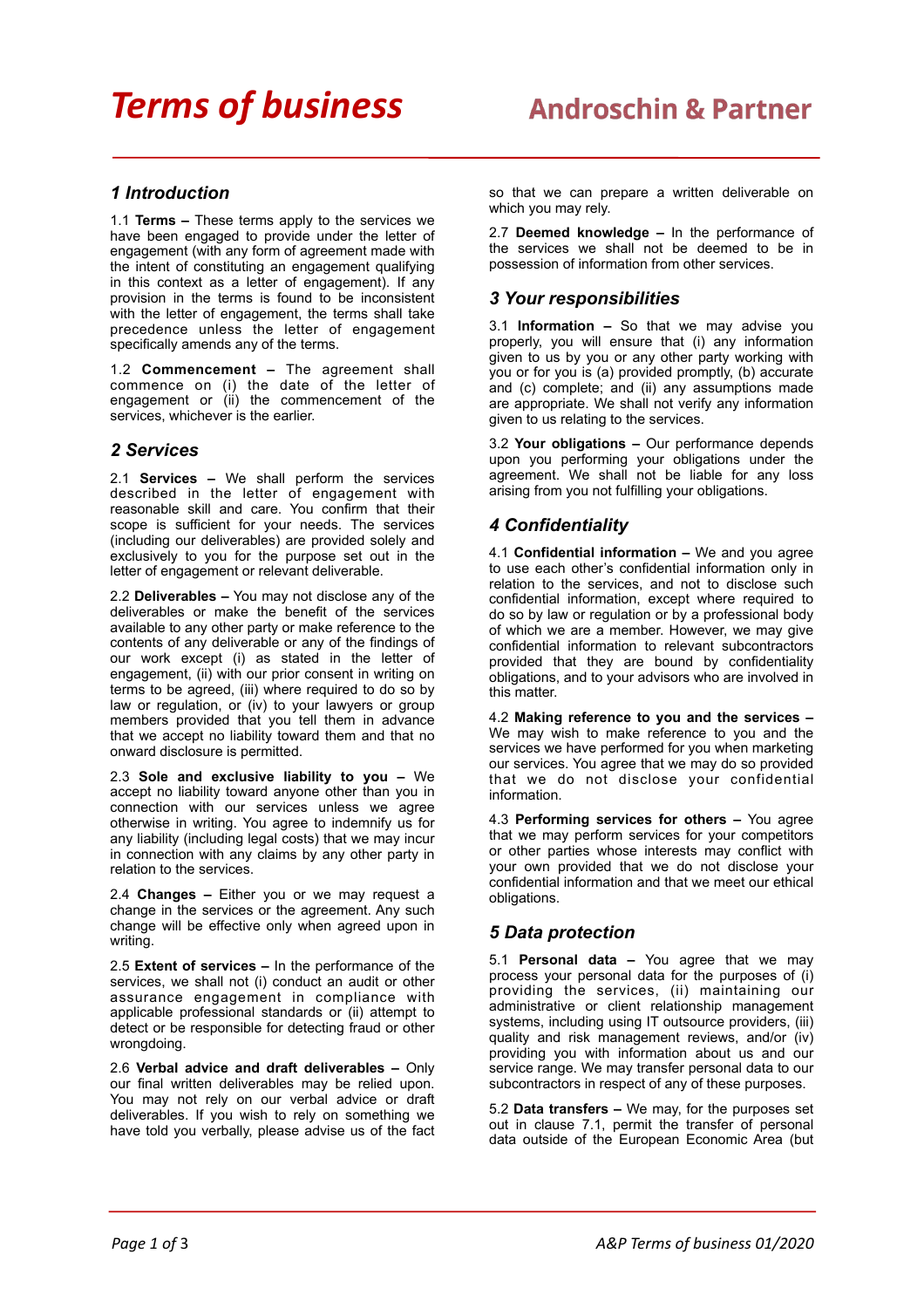# Terms of business

**Androschin & Partner**

## 1 Introduction

1.1 **Terms –** These terms apply to the services we have been engaged to provide under the letter of engagement (with any form of agreement made with the intent of constituting an engagement qualifying in this context as a letter of engagement). If any provision in the terms is found to be inconsistent with the letter of engagement, the terms shall take precedence unless the letter of engagement specifically amends any of the terms.

1.2 **Commencement –** The agreement shall commence on (i) the date of the letter of engagement or (ii) the commencement of the services, whichever is the earlier.

## 2 Services

2.1 **Services –** We shall perform the services described in the letter of engagement with reasonable skill and care. You confirm that their scope is sufficient for your needs. The services (including our deliverables) are provided solely and exclusively to you for the purpose set out in the letter of engagement or relevant deliverable.

2.2 **Deliverables –** You may not disclose any of the deliverables or make the benefit of the services available to any other party or make reference to the contents of any deliverable or any of the findings of our work except (i) as stated in the letter of engagement, (ii) with our prior consent in writing on terms to be agreed, (iii) where required to do so by law or regulation, or (iv) to your lawyers or group members provided that you tell them in advance that we accept no liability toward them and that no onward disclosure is permitted.

2.3 **Sole and exclusive liability to you –** We accept no liability toward anyone other than you in connection with our services unless we agree otherwise in writing. You agree to indemnify us for any liability (including legal costs) that we may incur in connection with any claims by any other party in relation to the services.

2.4 **Changes –** Either you or we may request a change in the services or the agreement. Any such change will be effective only when agreed upon in writing.

2.5 **Extent of services –** In the performance of the services, we shall not (i) conduct an audit or other assurance engagement in compliance with applicable professional standards or (ii) attempt to detect or be responsible for detecting fraud or other wrongdoing.

2.6 **Verbal advice and draft deliverables –** Only our final written deliverables may be relied upon. You may not rely on our verbal advice or draft deliverables. If you wish to rely on something we have told you verbally, please advise us of the fact so that we can prepare a written deliverable on which you may rely.

2.7 **Deemed knowledge –** In the performance of the services we shall not be deemed to be in possession of information from other services.

## 3 Your responsibilities

3.1 **Information –** So that we may advise you properly, you will ensure that (i) any information given to us by you or any other party working with you or for you is (a) provided promptly, (b) accurate and (c) complete; and (ii) any assumptions made are appropriate. We shall not verify any information given to us relating to the services.

3.2 **Your obligations –** Our performance depends upon you performing your obligations under the agreement. We shall not be liable for any loss arising from you not fulfilling your obligations.

## 4 Confidentiality

4.1 **Confidential information –** We and you agree to use each other's confidential information only in relation to the services, and not to disclose such confidential information, except where required to do so by law or regulation or by a professional body of which we are a member. However, we may give confidential information to relevant subcontractors provided that they are bound by confidentiality obligations, and to your advisors who are involved in this matter.

4.2 **Making reference to you and the services –** We may wish to make reference to you and the services we have performed for you when marketing our services. You agree that we may do so provided that we do not disclose your confidential information.

4.3 **Performing services for others –** You agree that we may perform services for your competitors or other parties whose interests may conflict with your own provided that we do not disclose your confidential information and that we meet our ethical obligations.

## 5 Data protection

5.1 **Personal data –** You agree that we may process your personal data for the purposes of (i) providing the services, (ii) maintaining our administrative or client relationship management systems, including using IT outsource providers, (iii) quality and risk management reviews, and/or (iv) providing you with information about us and our service range. We may transfer personal data to our subcontractors in respect of any of these purposes.

5.2 **Data transfers –** We may, for the purposes set out in clause 7.1, permit the transfer of personal data outside of the European Economic Area (but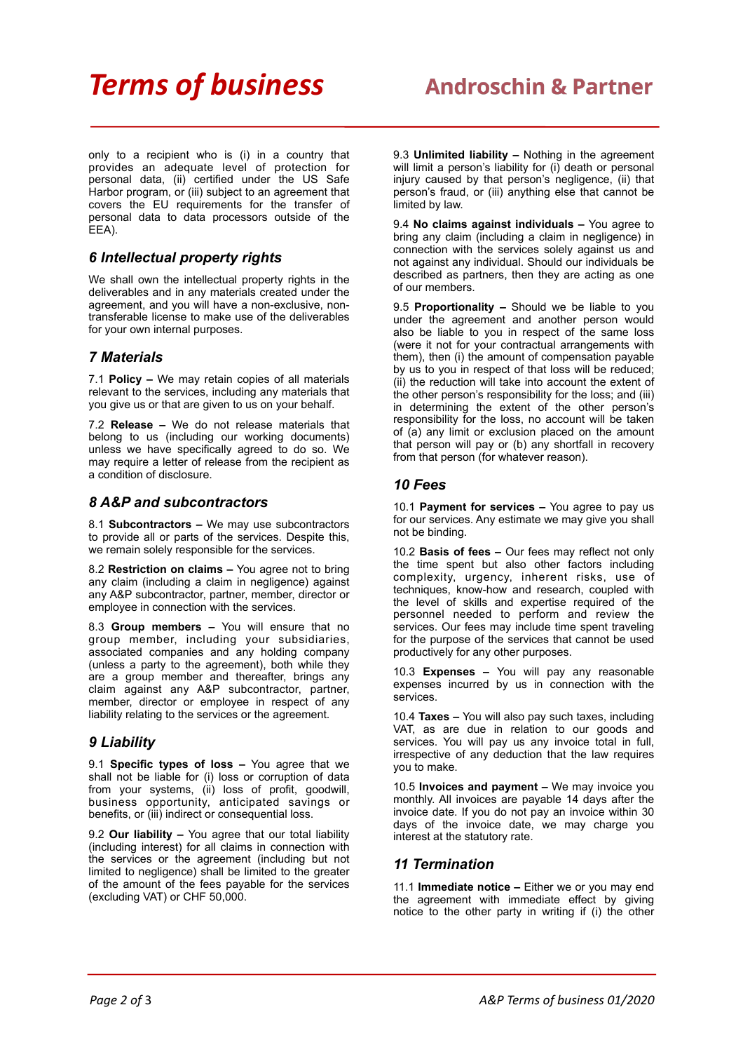only to a recipient who is (i) in a country that provides an adequate level of protection for personal data, (ii) certified under the US Safe Harbor program, or (iii) subject to an agreement that covers the EU requirements for the transfer of personal data to data processors outside of the EEA).

## *6 Intellectual property rights*

We shall own the intellectual property rights in the deliverables and in any materials created under the agreement, and you will have a non-exclusive, non-transferable license to make use of the deliverables for your own internal purposes.

## *7 Materials*

7.1 **Policy –** We may retain copies of all materials relevant to the services, including any materials that you give us or that are given to us on your behalf.

7.2 **Release –** We do not release materials that belong to us (including our working documents) unless we have specifically agreed to do so. We may require a letter of release from the recipient as a condition of disclosure.

## *8 A&P and subcontractors*

8.1 **Subcontractors –** We may use subcontractors to provide all or parts of the services. Despite this, we remain solely responsible for the services.

8.2 **Restriction on claims –** You agree not to bring any claim (including a claim in negligence) against any A&P subcontractor, partner, member, director or employee in connection with the services.

8.3 **Group members –** You will ensure that no group member, including your subsidiaries, associated companies and any holding company (unless a party to the agreement), both while they are a group member and thereafter, brings any claim against any A&P subcontractor, partner, member, director or employee in respect of any liability relating to the services or the agreement.

## *9 Liability*

9.1 **Specific types of loss –** You agree that we shall not be liable for (i) loss or corruption of data from your systems, (ii) loss of profit, goodwill, business opportunity, anticipated savings or benefits, or (iii) indirect or consequential loss.

9.2 **Our liability –** You agree that our total liability (including interest) for all claims in connection with the services or the agreement (including but not limited to negligence) shall be limited to the greater of the amount of the fees payable for the services (excluding VAT) or CHF 50,000.

9.3 **Unlimited liability –** Nothing in the agreement will limit a person's liability for (i) death or personal injury caused by that person's negligence, (ii) that person's fraud, or (iii) anything else that cannot be limited by law.

9.4 **No claims against individuals –** You agree to bring any claim (including a claim in negligence) in connection with the services solely against us and not against any individual. Should our individuals be described as partners, then they are acting as one of our members.

9.5 **Proportionality –** Should we be liable to you under the agreement and another person would also be liable to you in respect of the same loss (were it not for your contractual arrangements with them), then (i) the amount of compensation payable by us to you in respect of that loss will be reduced; (ii) the reduction will take into account the extent of the other person's responsibility for the loss; and (iii) in determining the extent of the other person's responsibility for the loss, no account will be taken of (a) any limit or exclusion placed on the amount that person will pay or (b) any shortfall in recovery from that person (for whatever reason).

## *10 Fees*

10.1 **Payment for services –** You agree to pay us for our services. Any estimate we may give you shall not be binding.

10.2 **Basis of fees –** Our fees may reflect not only the time spent but also other factors including complexity, urgency, inherent risks, use of techniques, know-how and research, coupled with the level of skills and expertise required of the personnel needed to perform and review the services. Our fees may include time spent traveling for the purpose of the services that cannot be used productively for any other purposes.

10.3 **Expenses –** You will pay any reasonable expenses incurred by us in connection with the services.

10.4 **Taxes –** You will also pay such taxes, including VAT, as are due in relation to our goods and services. You will pay us any invoice total in full, irrespective of any deduction that the law requires you to make.

10.5 **Invoices and payment –** We may invoice you monthly. All invoices are payable 14 days after the invoice date. If you do not pay an invoice within 30 days of the invoice date, we may charge you interest at the statutory rate.

## *11 Termination*

11.1 **Immediate notice –** Either we or you may end the agreement with immediate effect by giving notice to the other party in writing if (i) the other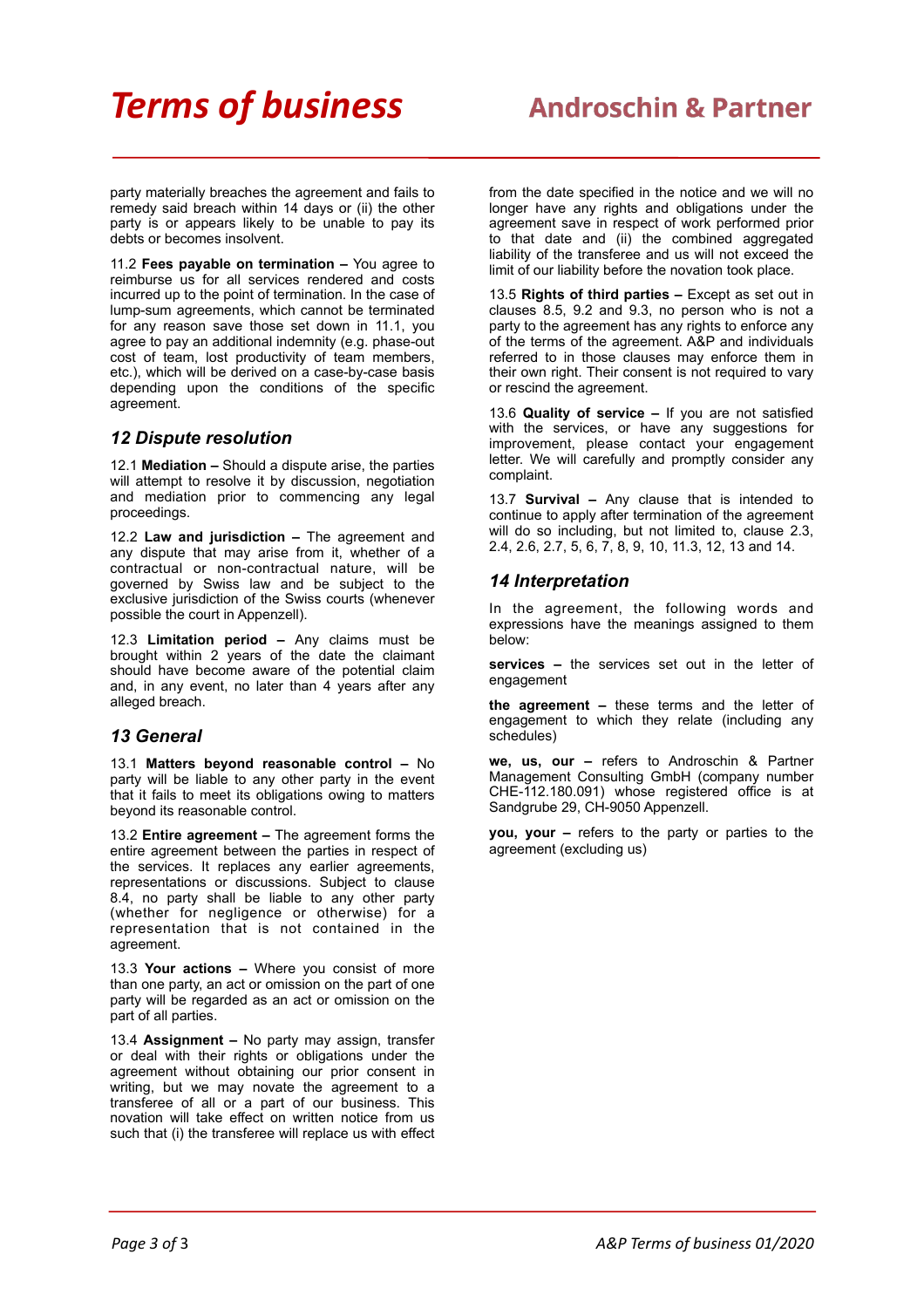party materially breaches the agreement and fails to remedy said breach within 14 days or (ii) the other party is or appears likely to be unable to pay its debts or becomes insolvent.

11.2 **Fees payable on termination –** You agree to reimburse us for all services rendered and costs incurred up to the point of termination. In the case of lump-sum agreements, which cannot be terminated for any reason save those set down in 11.1, you agree to pay an additional indemnity (e.g. phase-out cost of team, lost productivity of team members, etc.), which will be derived on a case-by-case basis depending upon the conditions of the specific agreement.

## *12 Dispute resolution*

12.1 **Mediation –** Should a dispute arise, the parties will attempt to resolve it by discussion, negotiation and mediation prior to commencing any legal proceedings.

12.2 **Law and jurisdiction –** The agreement and any dispute that may arise from it, whether of a contractual or non-contractual nature, will be governed by Swiss law and be subject to the exclusive jurisdiction of the Swiss courts (whenever possible the court in Appenzell).

12.3 **Limitation period –** Any claims must be brought within 2 years of the date the claimant should have become aware of the potential claim and, in any event, no later than 4 years after any alleged breach.

## *13 General*

13.1 **Matters beyond reasonable control –** No party will be liable to any other party in the event that it fails to meet its obligations owing to matters beyond its reasonable control.

13.2 **Entire agreement –** The agreement forms the entire agreement between the parties in respect of the services. It replaces any earlier agreements, representations or discussions. Subject to clause 8.4, no party shall be liable to any other party (whether for negligence or otherwise) for a representation that is not contained in the agreement.

13.3 **Your actions –** Where you consist of more than one party, an act or omission on the part of one party will be regarded as an act or omission on the part of all parties.

13.4 **Assignment –** No party may assign, transfer or deal with their rights or obligations under the agreement without obtaining our prior consent in writing, but we may novate the agreement to a transferee of all or a part of our business. This novation will take effect on written notice from us such that (i) the transferee will replace us with effect from the date specified in the notice and we will no longer have any rights and obligations under the agreement save in respect of work performed prior to that date and (ii) the combined aggregated liability of the transferee and us will not exceed the limit of our liability before the novation took place.

13.5 **Rights of third parties –** Except as set out in clauses 8.5, 9.2 and 9.3, no person who is not a party to the agreement has any rights to enforce any of the terms of the agreement. A&P and individuals referred to in those clauses may enforce them in their own right. Their consent is not required to vary or rescind the agreement.

13.6 **Quality of service –** If you are not satisfied with the services, or have any suggestions for improvement, please contact your engagement letter. We will carefully and promptly consider any complaint.

13.7 **Survival –** Any clause that is intended to continue to apply after termination of the agreement will do so including, but not limited to, clause 2.3, 2.4, 2.6, 2.7, 5, 6, 7, 8, 9, 10, 11.3, 12, 13 and 14.

## *14 Interpretation*

In the agreement, the following words and expressions have the meanings assigned to them below:

**services –** the services set out in the letter of engagement

**the agreement –** these terms and the letter of engagement to which they relate (including any schedules)

**we, us, our –** refers to Androschin & Partner Management Consulting GmbH (company number CHE-112.180.091) whose registered office is at Sandgrube 29, CH-9050 Appenzell.

**you, your –** refers to the party or parties to the agreement (excluding us)